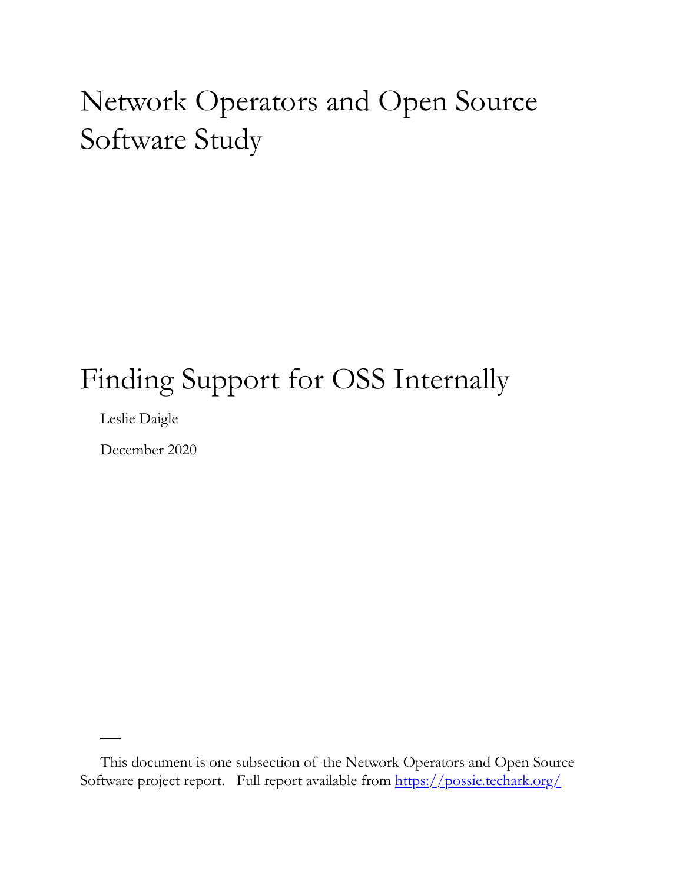# Network Operators and Open Source Software Study

## Finding Support for OSS Internally

Leslie Daigle

December 2020

---

This document is one subsection of the Network Operators and Open Source Software project report. Full report available from https://possie.techark.org/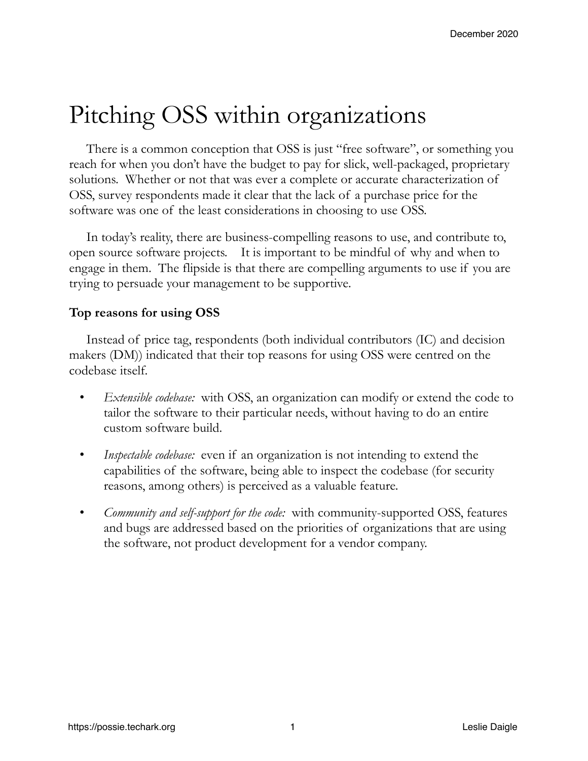# Pitching OSS within organizations

There is a common conception that OSS is just "free software", or something you reach for when you don't have the budget to pay for slick, well-packaged, proprietary solutions. Whether or not that was ever a complete or accurate characterization of OSS, survey respondents made it clear that the lack of a purchase price for the software was one of the least considerations in choosing to use OSS.

In today's reality, there are business-compelling reasons to use, and contribute to, open source software projects. It is important to be mindful of why and when to engage in them. The flipside is that there are compelling arguments to use if you are trying to persuade your management to be supportive.

**Top reasons for using OSS**

Instead of price tag, respondents (both individual contributors (IC) and decision makers (DM)) indicated that their top reasons for using OSS were centred on the codebase itself.

- *Extensible codebase:* with OSS, an organization can modify or extend the code to tailor the software to their particular needs, without having to do an entire custom software build.
- *Inspectable codebase:* even if an organization is not intending to extend the capabilities of the software, being able to inspect the codebase (for security reasons, among others) is perceived as a valuable feature.
- *Community and self-support for the code:* with community-supported OSS, features and bugs are addressed based on the priorities of organizations that are using the software, not product development for a vendor company.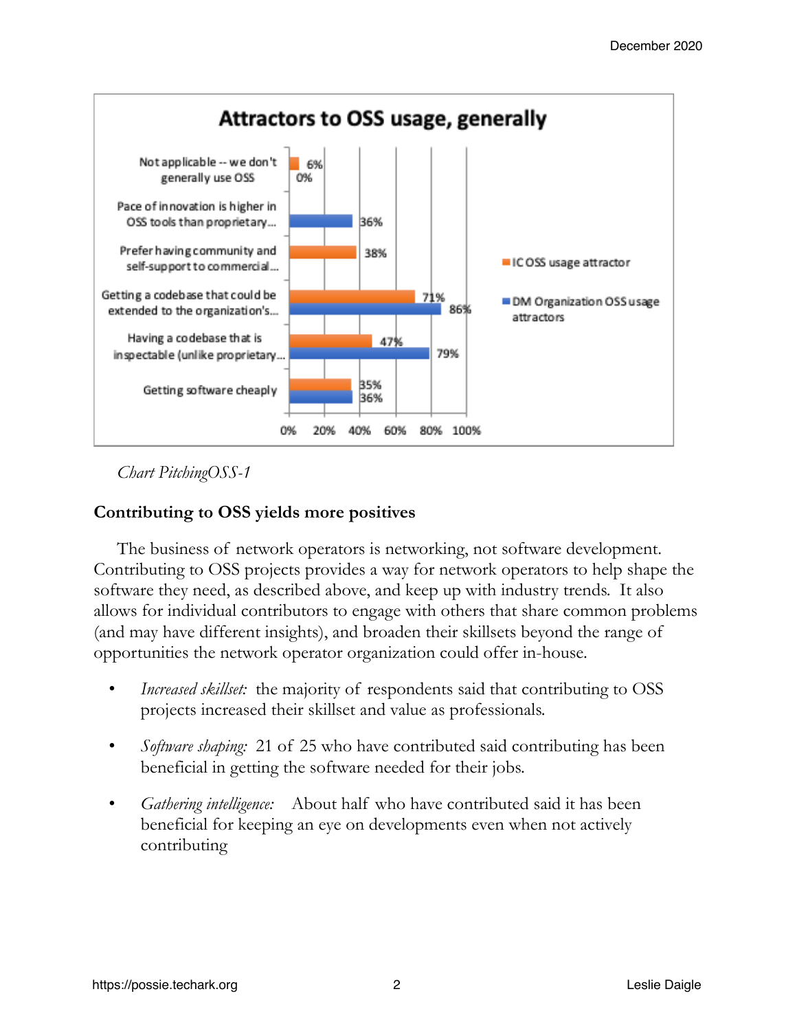**Attractors to OSS usage, generally**

| | IC OSS usage attractor | DM Organization OSS usage attractors |
|---|---|---|
| Not applicable -- we don't generally use OSS | 6% | 0% |
| Pace of innovation is higher in OSS tools than proprietary... | | 36% |
| Prefer having community and self-support to commercial... | 38% | |
| Getting a codebase that could be extended to the organization's... | 71% | 86% |
| Having a codebase that is inspectable (unlike proprietary... | 47% | 79% |
| Getting software cheaply | 35% | 36% |

*Chart PitchingOSS-1*

### Contributing to OSS yields more positives

The business of network operators is networking, not software development. Contributing to OSS projects provides a way for network operators to help shape the software they need, as described above, and keep up with industry trends. It also allows for individual contributors to engage with others that share common problems (and may have different insights), and broaden their skillsets beyond the range of opportunities the network operator organization could offer in-house.

- *Increased skillset:* the majority of respondents said that contributing to OSS projects increased their skillset and value as professionals.
- *Software shaping:* 21 of 25 who have contributed said contributing has been beneficial in getting the software needed for their jobs.
- *Gathering intelligence:* About half who have contributed said it has been beneficial for keeping an eye on developments even when not actively contributing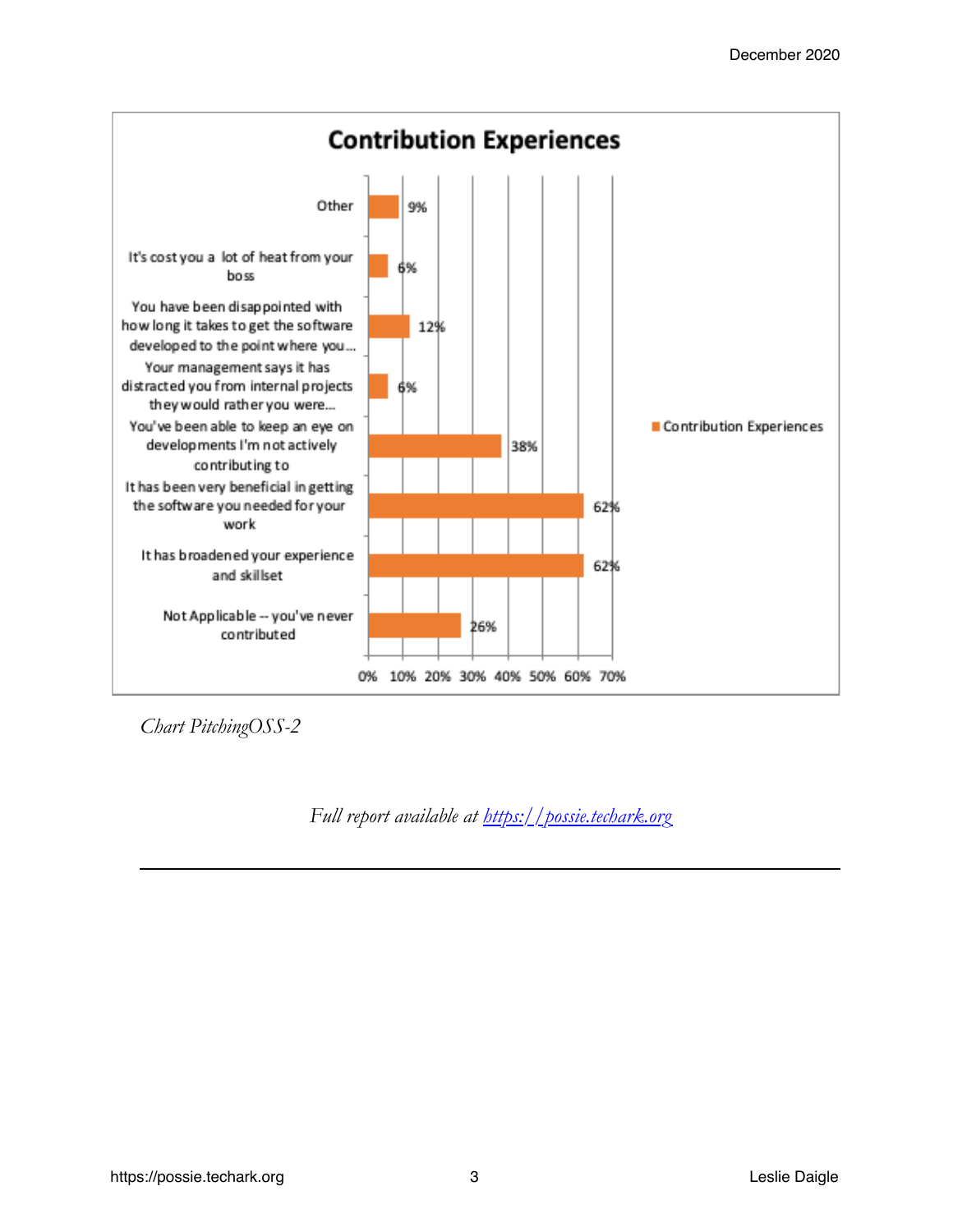**Contribution Experiences**

| Response | Contribution Experiences |
| --- | --- |
| Other | 9% |
| It's cost you a lot of heat from your boss | 6% |
| You have been disappointed with how long it takes to get the software developed to the point where you... | 12% |
| Your management says it has distracted you from internal projects they would rather you were... | 6% |
| You've been able to keep an eye on developments I'm not actively contributing to | 38% |
| It has been very beneficial in getting the software you needed for your work | 62% |
| It has broadened your experience and skillset | 62% |
| Not Applicable -- you've never contributed | 26% |

*Chart PitchingOSS-2*

*Full report available at [https://possie.techark.org](https://possie.techark.org)*

---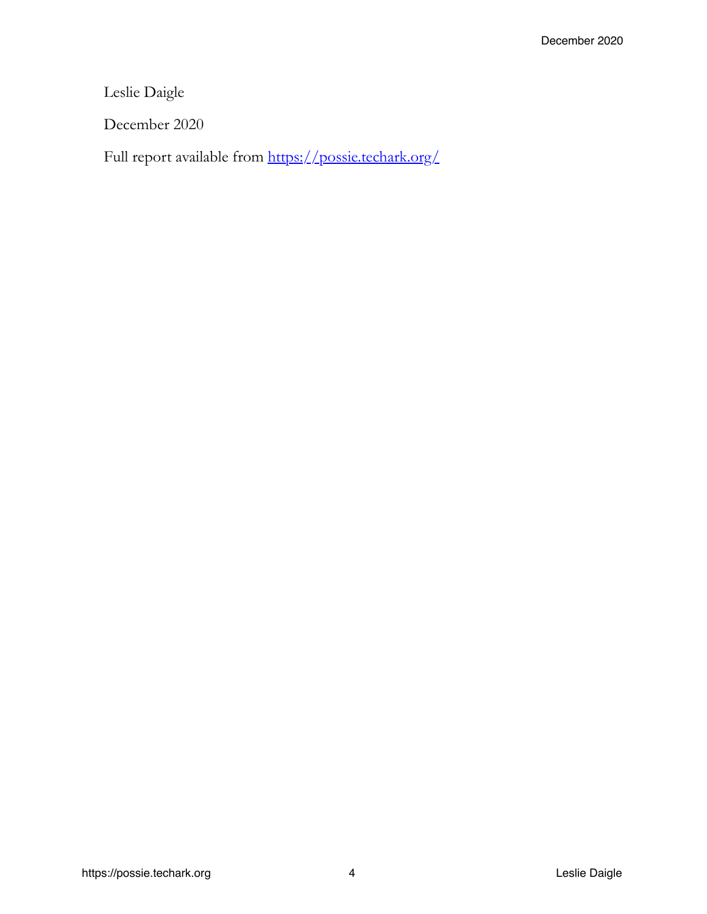Leslie Daigle

December 2020

Full report available from [https://possie.techark.org/](https://possie.techark.org/)